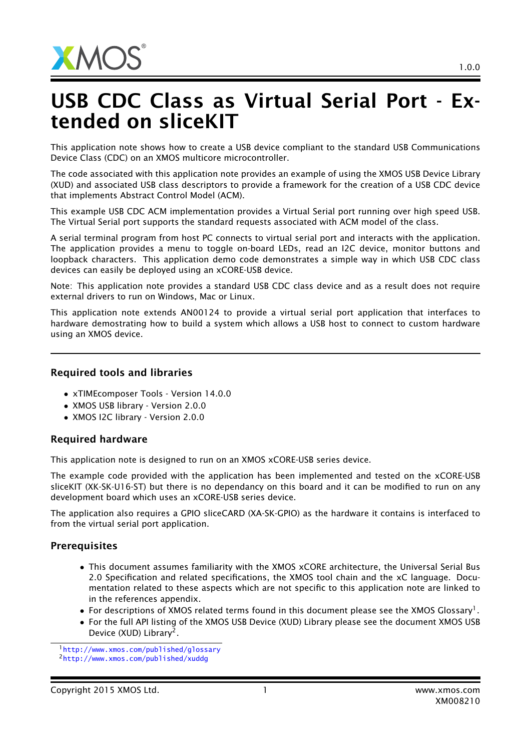# USB CDC Class as Virtual Serial Port - Extended on sliceKIT

This application note shows how to create a USB device compliant to the standard USB Communications Device Class (CDC) on an XMOS multicore microcontroller.

The code associated with this application note provides an example of using the XMOS USB Device Library (XUD) and associated USB class descriptors to provide a framework for the creation of a USB CDC device that implements Abstract Control Model (ACM).

This example USB CDC ACM implementation provides a Virtual Serial port running over high speed USB. The Virtual Serial port supports the standard requests associated with ACM model of the class.

A serial terminal program from host PC connects to virtual serial port and interacts with the application. The application provides a menu to toggle on-board LEDs, read an I2C device, monitor buttons and loopback characters. This application demo code demonstrates a simple way in which USB CDC class devices can easily be deployed using an xCORE-USB device.

Note: This application note provides a standard USB CDC class device and as a result does not require external drivers to run on Windows, Mac or Linux.

This application note extends AN00124 to provide a virtual serial port application that interfaces to hardware demostrating how to build a system which allows a USB host to connect to custom hardware using an XMOS device.

### Required tools and libraries

- xTIMEcomposer Tools - Version 14.0.0
- XMOS USB library - Version 2.0.0
- XMOS I2C library - Version 2.0.0

### Required hardware

This application note is designed to run on an XMOS xCORE-USB series device.

The example code provided with the application has been implemented and tested on the xCORE-USB sliceKIT (XK-SK-U16-ST) but there is no dependancy on this board and it can be modified to run on any development board which uses an xCORE-USB series device.

The application also requires a GPIO sliceCARD (XA-SK-GPIO) as the hardware it contains is interfaced to from the virtual serial port application.

### Prerequisites

- This document assumes familiarity with the XMOS xCORE architecture, the Universal Serial Bus 2.0 Specification and related specifications, the XMOS tool chain and the xC language. Documentation related to these aspects which are not specific to this application note are linked to in the references appendix.
- For descriptions of XMOS related terms found in this document please see the XMOS Glossary[1].
- For the full API listing of the XMOS USB Device (XUD) Library please see the document XMOS USB Device (XUD) Library[2].

[1] http://www.xmos.com/published/glossary

[2] http://www.xmos.com/published/xuddg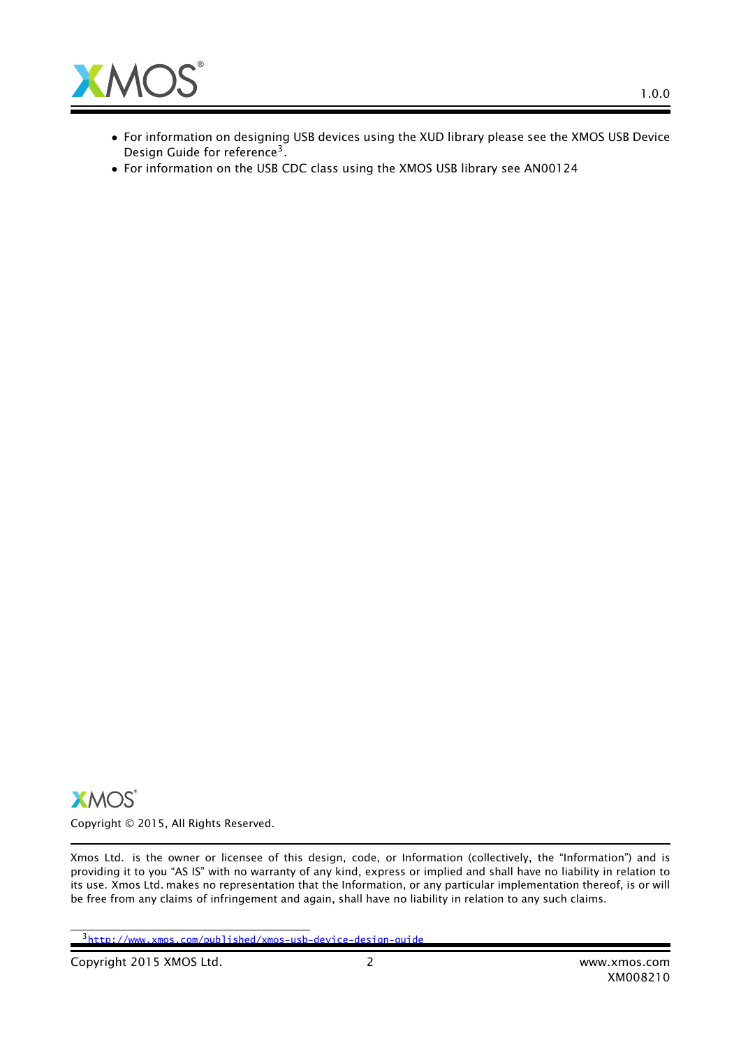- For information on designing USB devices using the XUD library please see the XMOS USB Device Design Guide for reference[3].
- For information on the USB CDC class using the XMOS USB library see AN00124

Copyright © 2015, All Rights Reserved.

Xmos Ltd. is the owner or licensee of this design, code, or Information (collectively, the "Information") and is providing it to you "AS IS" with no warranty of any kind, express or implied and shall have no liability in relation to its use. Xmos Ltd. makes no representation that the Information, or any particular implementation thereof, is or will be free from any claims of infringement and again, shall have no liability in relation to any such claims.

[3] http://www.xmos.com/published/xmos-usb-device-design-guide